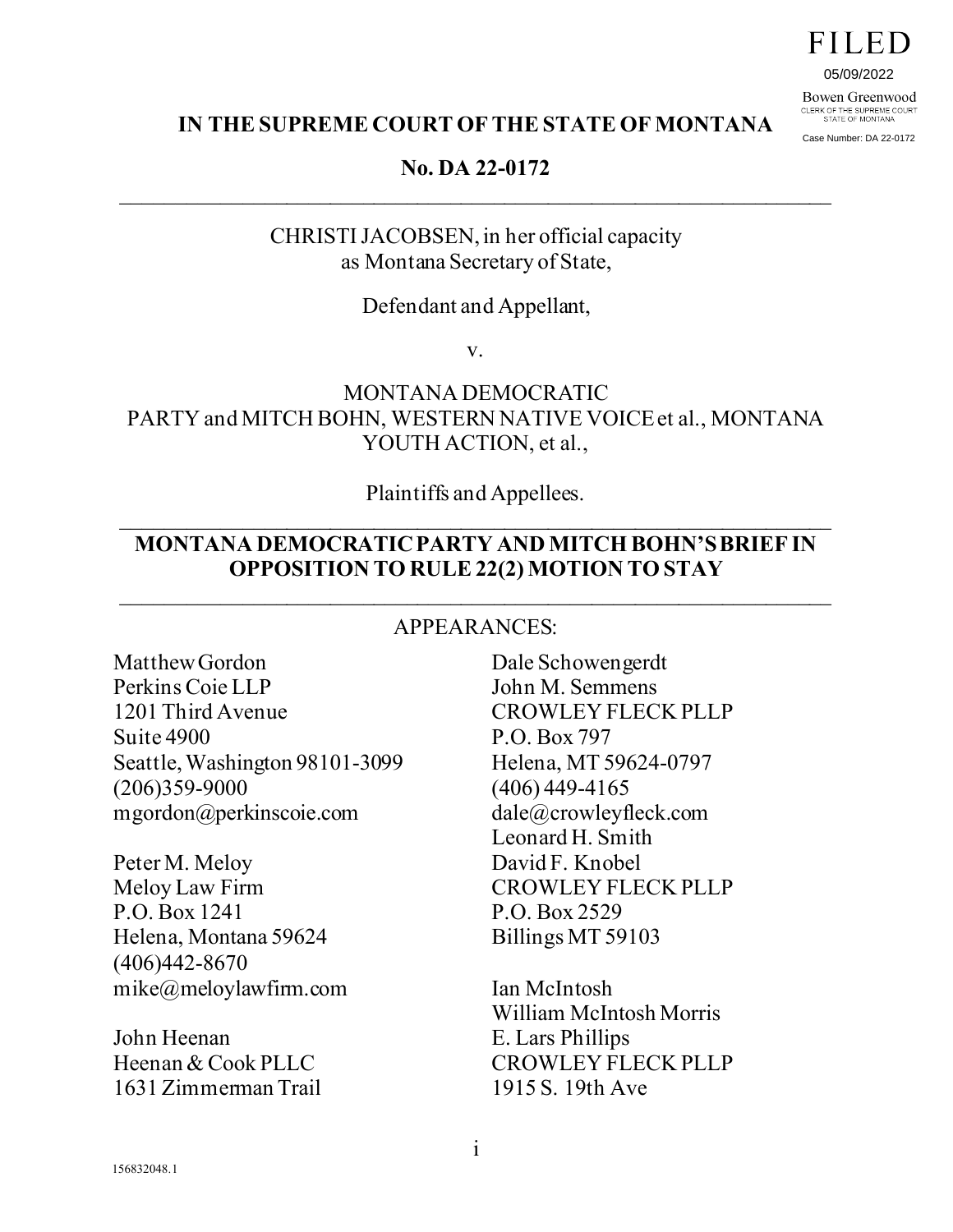FILED

05/09/2022

Bowen Greenwood
CLERK OF THE SUPREME COURT
STATE OF MONTANA

Case Number: DA 22-0172

**IN THE SUPREME COURT OF THE STATE OF MONTANA**

**No. DA 22-0172**

---

CHRISTI JACOBSEN, in her official capacity
as Montana Secretary of State,

Defendant and Appellant,

v.

MONTANA DEMOCRATIC
PARTY and MITCH BOHN, WESTERN NATIVE VOICE et al., MONTANA
YOUTH ACTION, et al.,

Plaintiffs and Appellees.

---

**MONTANA DEMOCRATIC PARTY AND MITCH BOHN'S BRIEF IN OPPOSITION TO RULE 22(2) MOTION TO STAY**

---

APPEARANCES:

Matthew Gordon
Perkins Coie LLP
1201 Third Avenue
Suite 4900
Seattle, Washington 98101-3099
(206)359-9000
mgordon@perkinscoie.com

Peter M. Meloy
Meloy Law Firm
P.O. Box 1241
Helena, Montana 59624
(406)442-8670
mike@meloylawfirm.com

John Heenan
Heenan & Cook PLLC
1631 Zimmerman Trail

Dale Schowengerdt
John M. Semmens
CROWLEY FLECK PLLP
P.O. Box 797
Helena, MT 59624-0797
(406) 449-4165
dale@crowleyfleck.com
Leonard H. Smith
David F. Knobel
CROWLEY FLECK PLLP
P.O. Box 2529
Billings MT 59103

Ian McIntosh
William McIntosh Morris
E. Lars Phillips
CROWLEY FLECK PLLP
1915 S. 19th Ave

156832048.1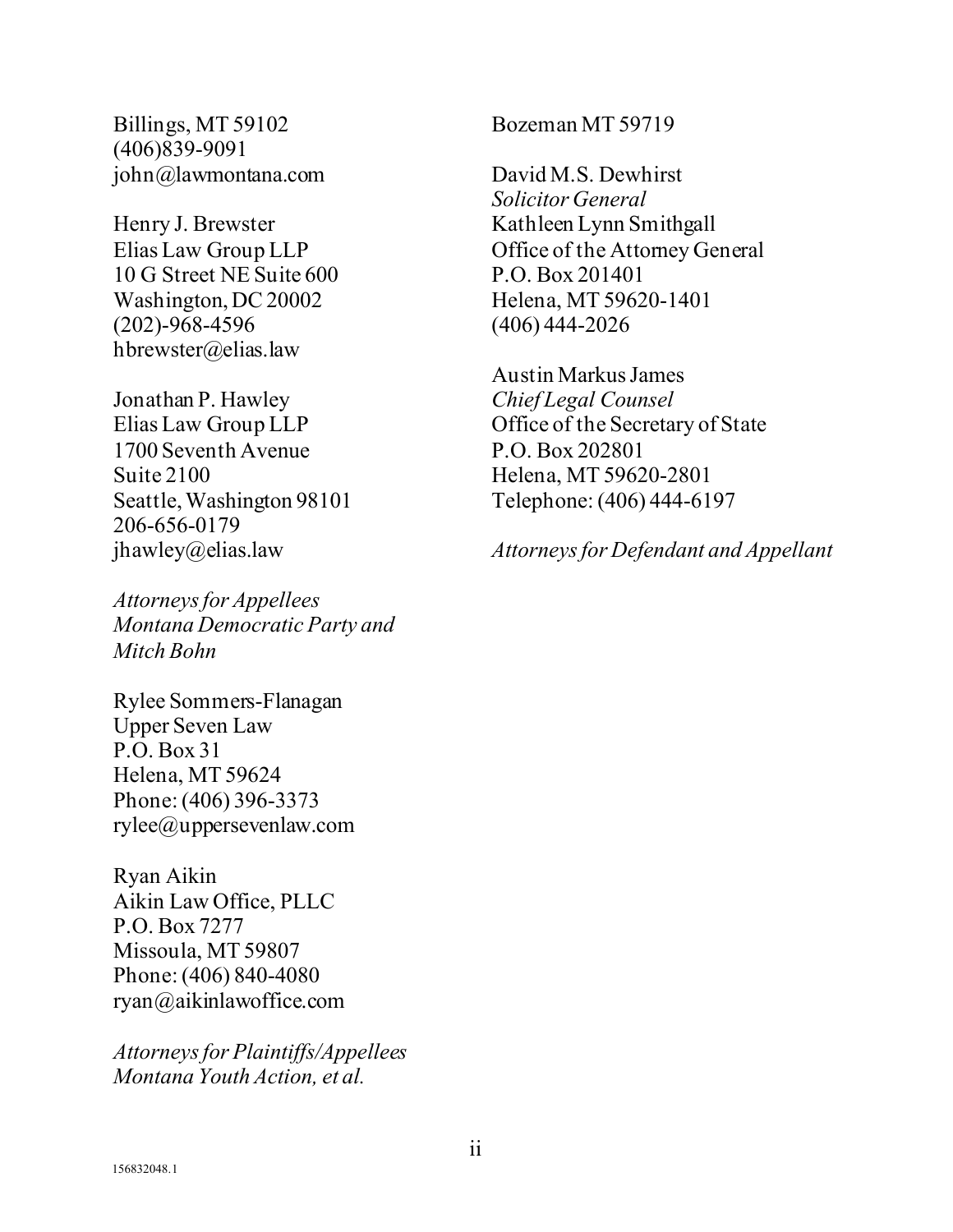Billings, MT 59102
(406)839-9091
john@lawmontana.com

Henry J. Brewster
Elias Law Group LLP
10 G Street NE Suite 600
Washington, DC 20002
(202)-968-4596
hbrewster@elias.law

Jonathan P. Hawley
Elias Law Group LLP
1700 Seventh Avenue
Suite 2100
Seattle, Washington 98101
206-656-0179
jhawley@elias.law

*Attorneys for Appellees*
*Montana Democratic Party and*
*Mitch Bohn*

Rylee Sommers-Flanagan
Upper Seven Law
P.O. Box 31
Helena, MT 59624
Phone: (406) 396-3373
rylee@uppersevenlaw.com

Ryan Aikin
Aikin Law Office, PLLC
P.O. Box 7277
Missoula, MT 59807
Phone: (406) 840-4080
ryan@aikinlawoffice.com

*Attorneys for Plaintiffs/Appellees*
*Montana Youth Action, et al.*

Bozeman MT 59719

David M.S. Dewhirst
*Solicitor General*
Kathleen Lynn Smithgall
Office of the Attorney General
P.O. Box 201401
Helena, MT 59620-1401
(406) 444-2026

Austin Markus James
*Chief Legal Counsel*
Office of the Secretary of State
P.O. Box 202801
Helena, MT 59620-2801
Telephone: (406) 444-6197

*Attorneys for Defendant and Appellant*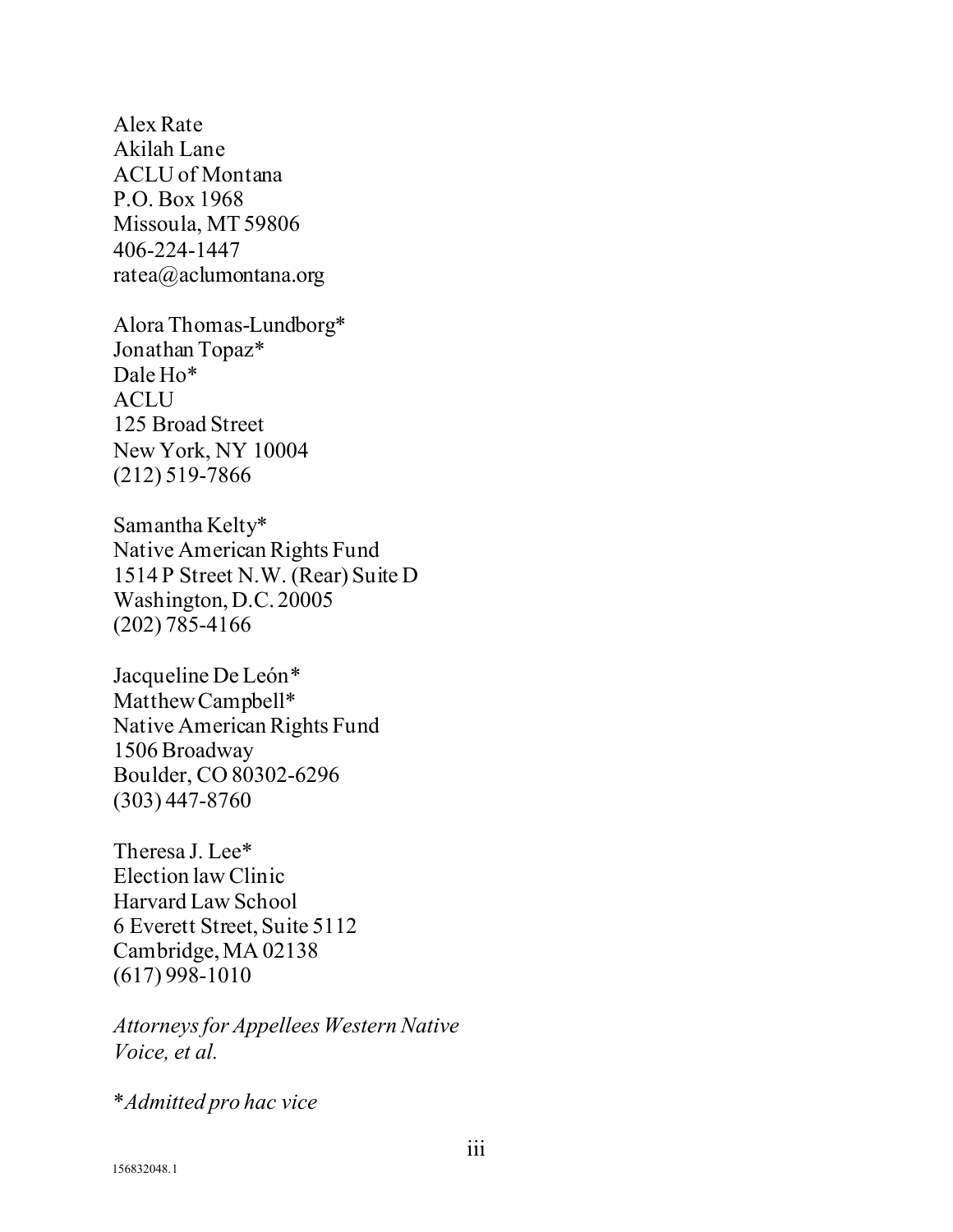Alex Rate
Akilah Lane
ACLU of Montana
P.O. Box 1968
Missoula, MT 59806
406-224-1447
ratea@aclumontana.org

Alora Thomas-Lundborg*
Jonathan Topaz*
Dale Ho*
ACLU
125 Broad Street
New York, NY 10004
(212) 519-7866

Samantha Kelty*
Native American Rights Fund
1514 P Street N.W. (Rear) Suite D
Washington, D.C. 20005
(202) 785-4166

Jacqueline De León*
Matthew Campbell*
Native American Rights Fund
1506 Broadway
Boulder, CO 80302-6296
(303) 447-8760

Theresa J. Lee*
Election law Clinic
Harvard Law School
6 Everett Street, Suite 5112
Cambridge, MA 02138
(617) 998-1010

*Attorneys for Appellees Western Native Voice, et al.*

**Admitted pro hac vice*

156832048.1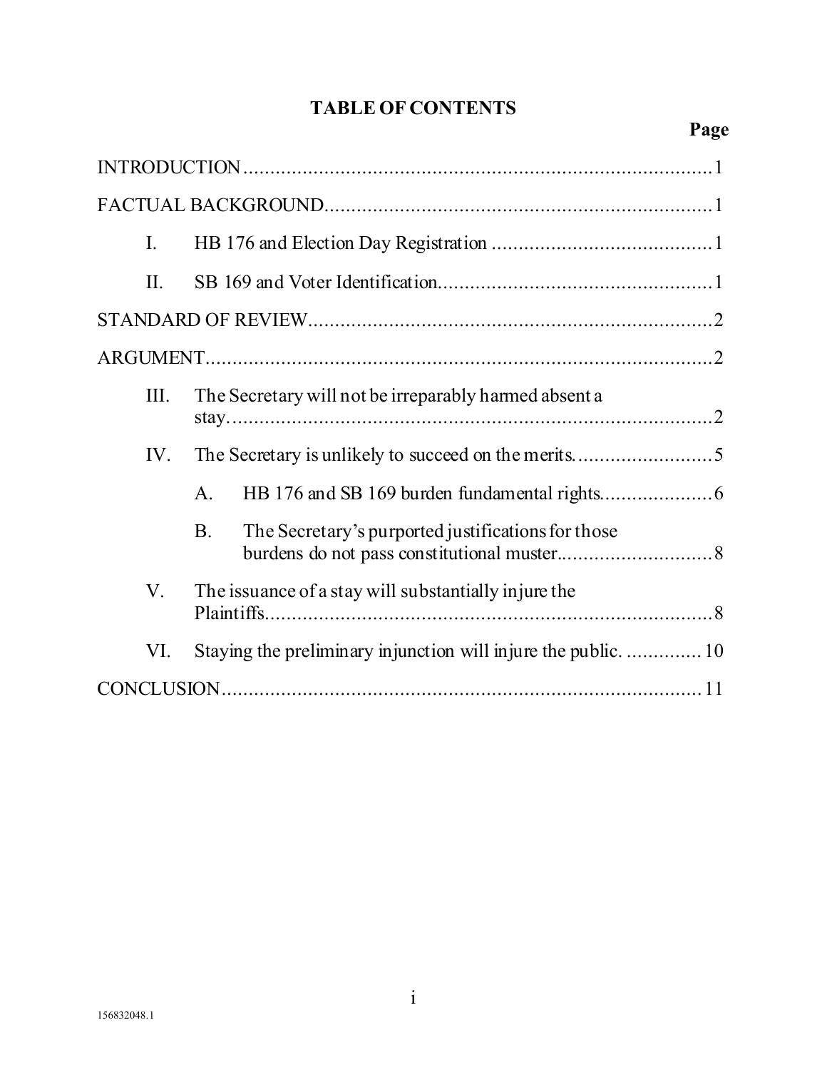# TABLE OF CONTENTS

| | Page |
|---|---|
| INTRODUCTION | 1 |
| FACTUAL BACKGROUND | 1 |
| I. HB 176 and Election Day Registration | 1 |
| II. SB 169 and Voter Identification | 1 |
| STANDARD OF REVIEW | 2 |
| ARGUMENT | 2 |
| III. The Secretary will not be irreparably harmed absent a stay | 2 |
| IV. The Secretary is unlikely to succeed on the merits | 5 |
| A. HB 176 and SB 169 burden fundamental rights | 6 |
| B. The Secretary's purported justifications for those burdens do not pass constitutional muster | 8 |
| V. The issuance of a stay will substantially injure the Plaintiffs | 8 |
| VI. Staying the preliminary injunction will injure the public. | 10 |
| CONCLUSION | 11 |

156832048.1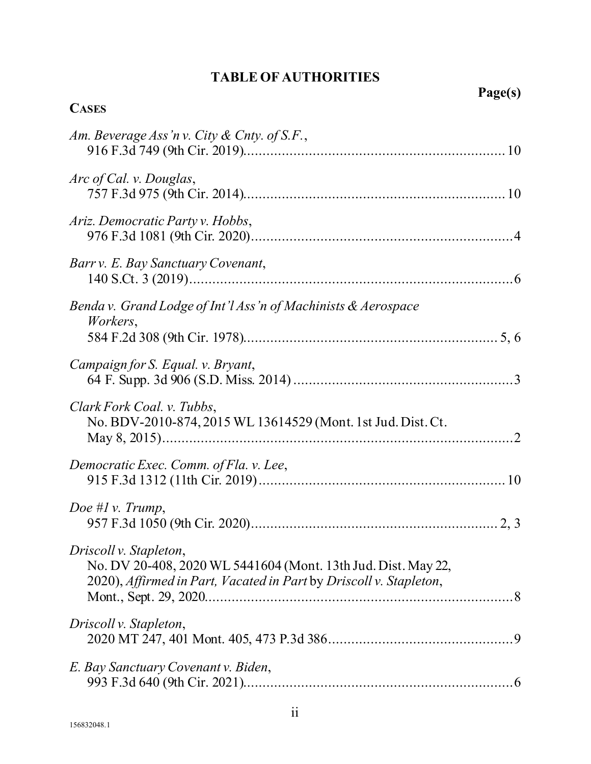# TABLE OF AUTHORITIES

**Page(s)**

**CASES**

*Am. Beverage Ass'n v. City & Cnty. of S.F.*, 916 F.3d 749 (9th Cir. 2019) .......... 10

*Arc of Cal. v. Douglas*, 757 F.3d 975 (9th Cir. 2014) .......... 10

*Ariz. Democratic Party v. Hobbs*, 976 F.3d 1081 (9th Cir. 2020) .......... 4

*Barr v. E. Bay Sanctuary Covenant*, 140 S.Ct. 3 (2019) .......... 6

*Benda v. Grand Lodge of Int'l Ass'n of Machinists & Aerospace Workers*, 584 F.2d 308 (9th Cir. 1978) .......... 5, 6

*Campaign for S. Equal. v. Bryant*, 64 F. Supp. 3d 906 (S.D. Miss. 2014) .......... 3

*Clark Fork Coal. v. Tubbs*, No. BDV-2010-874, 2015 WL 13614529 (Mont. 1st Jud. Dist. Ct. May 8, 2015) .......... 2

*Democratic Exec. Comm. of Fla. v. Lee*, 915 F.3d 1312 (11th Cir. 2019) .......... 10

*Doe #1 v. Trump*, 957 F.3d 1050 (9th Cir. 2020) .......... 2, 3

*Driscoll v. Stapleton*, No. DV 20-408, 2020 WL 5441604 (Mont. 13th Jud. Dist. May 22, 2020), *Affirmed in Part, Vacated in Part* by *Driscoll v. Stapleton*, Mont., Sept. 29, 2020 .......... 8

*Driscoll v. Stapleton*, 2020 MT 247, 401 Mont. 405, 473 P.3d 386 .......... 9

*E. Bay Sanctuary Covenant v. Biden*, 993 F.3d 640 (9th Cir. 2021) .......... 6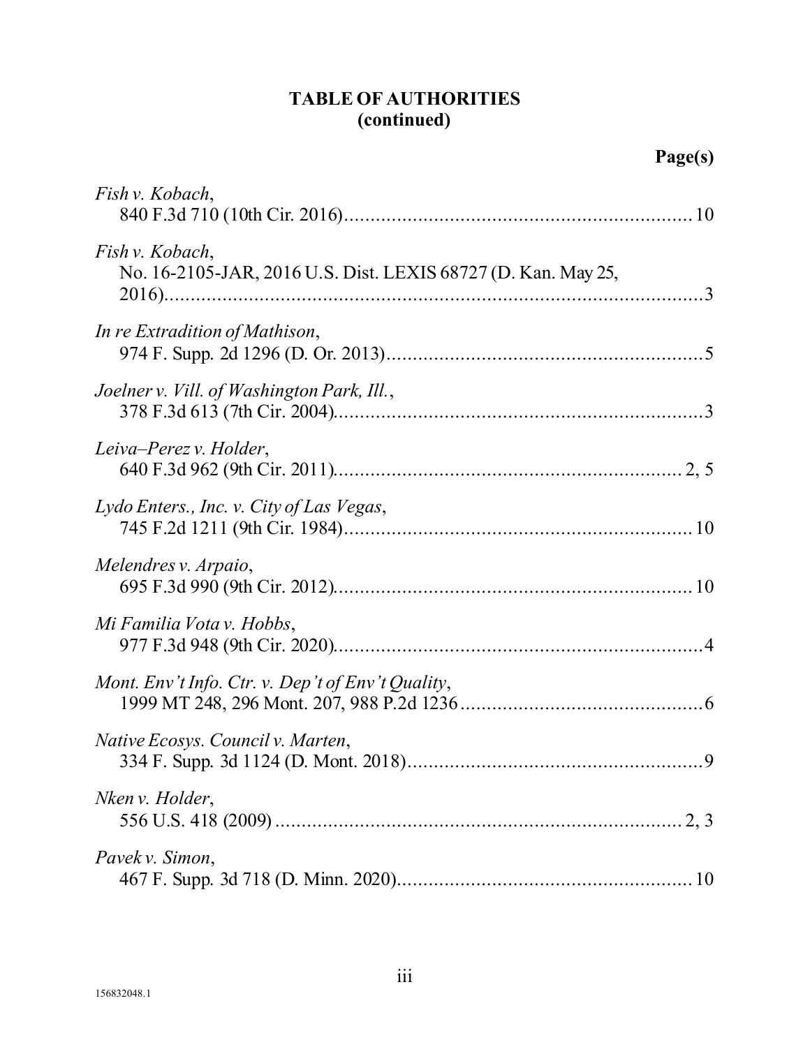**TABLE OF AUTHORITIES**
**(continued)**

**Page(s)**

*Fish v. Kobach*,
840 F.3d 710 (10th Cir. 2016)....................................................................10

*Fish v. Kobach*,
No. 16-2105-JAR, 2016 U.S. Dist. LEXIS 68727 (D. Kan. May 25, 2016)..........................................................................................................3

*In re Extradition of Mathison*,
974 F. Supp. 2d 1296 (D. Or. 2013)..............................................................5

*Joelner v. Vill. of Washington Park, Ill.*,
378 F.3d 613 (7th Cir. 2004)........................................................................3

*Leiva–Perez v. Holder*,
640 F.3d 962 (9th Cir. 2011)....................................................................2, 5

*Lydo Enters., Inc. v. City of Las Vegas*,
745 F.2d 1211 (9th Cir. 1984)....................................................................10

*Melendres v. Arpaio*,
695 F.3d 990 (9th Cir. 2012)......................................................................10

*Mi Familia Vota v. Hobbs*,
977 F.3d 948 (9th Cir. 2020)........................................................................4

*Mont. Env't Info. Ctr. v. Dep't of Env't Quality*,
1999 MT 248, 296 Mont. 207, 988 P.2d 1236...............................................6

*Native Ecosys. Council v. Marten*,
334 F. Supp. 3d 1124 (D. Mont. 2018)..........................................................9

*Nken v. Holder*,
556 U.S. 418 (2009)................................................................................2, 3

*Pavek v. Simon*,
467 F. Supp. 3d 718 (D. Minn. 2020)..........................................................10

156832048.1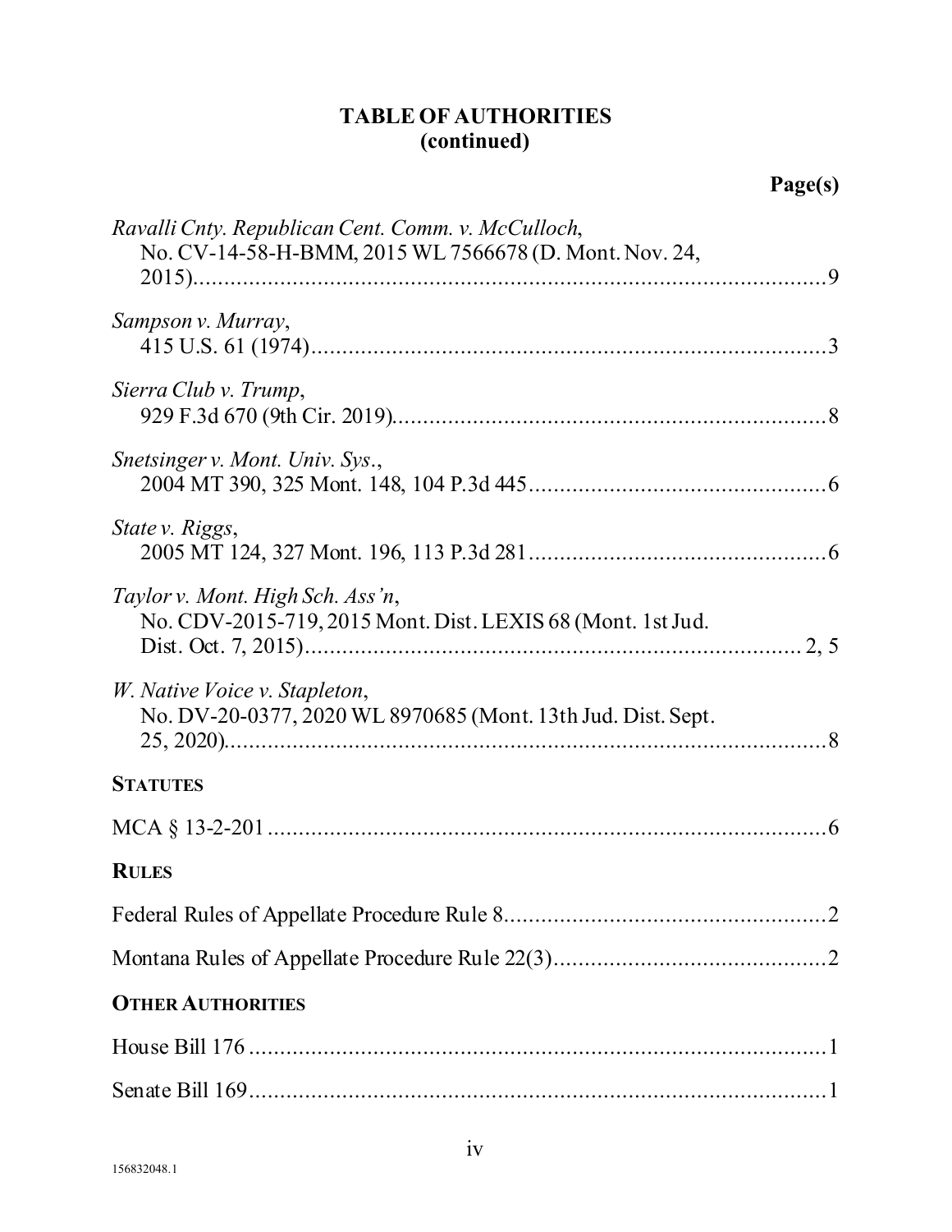# TABLE OF AUTHORITIES
## (continued)

**Page(s)**

*Ravalli Cnty. Republican Cent. Comm. v. McCulloch*,
No. CV-14-58-H-BMM, 2015 WL 7566678 (D. Mont. Nov. 24, 2015)....................9

*Sampson v. Murray*,
415 U.S. 61 (1974)....................3

*Sierra Club v. Trump*,
929 F.3d 670 (9th Cir. 2019)....................8

*Snetsinger v. Mont. Univ. Sys.*,
2004 MT 390, 325 Mont. 148, 104 P.3d 445....................6

*State v. Riggs*,
2005 MT 124, 327 Mont. 196, 113 P.3d 281....................6

*Taylor v. Mont. High Sch. Ass'n*,
No. CDV-2015-719, 2015 Mont. Dist. LEXIS 68 (Mont. 1st Jud. Dist. Oct. 7, 2015)....................2, 5

*W. Native Voice v. Stapleton*,
No. DV-20-0377, 2020 WL 8970685 (Mont. 13th Jud. Dist. Sept. 25, 2020)....................8

**STATUTES**

MCA § 13-2-201....................6

**RULES**

Federal Rules of Appellate Procedure Rule 8....................2

Montana Rules of Appellate Procedure Rule 22(3)....................2

**OTHER AUTHORITIES**

House Bill 176....................1

Senate Bill 169....................1

156832048.1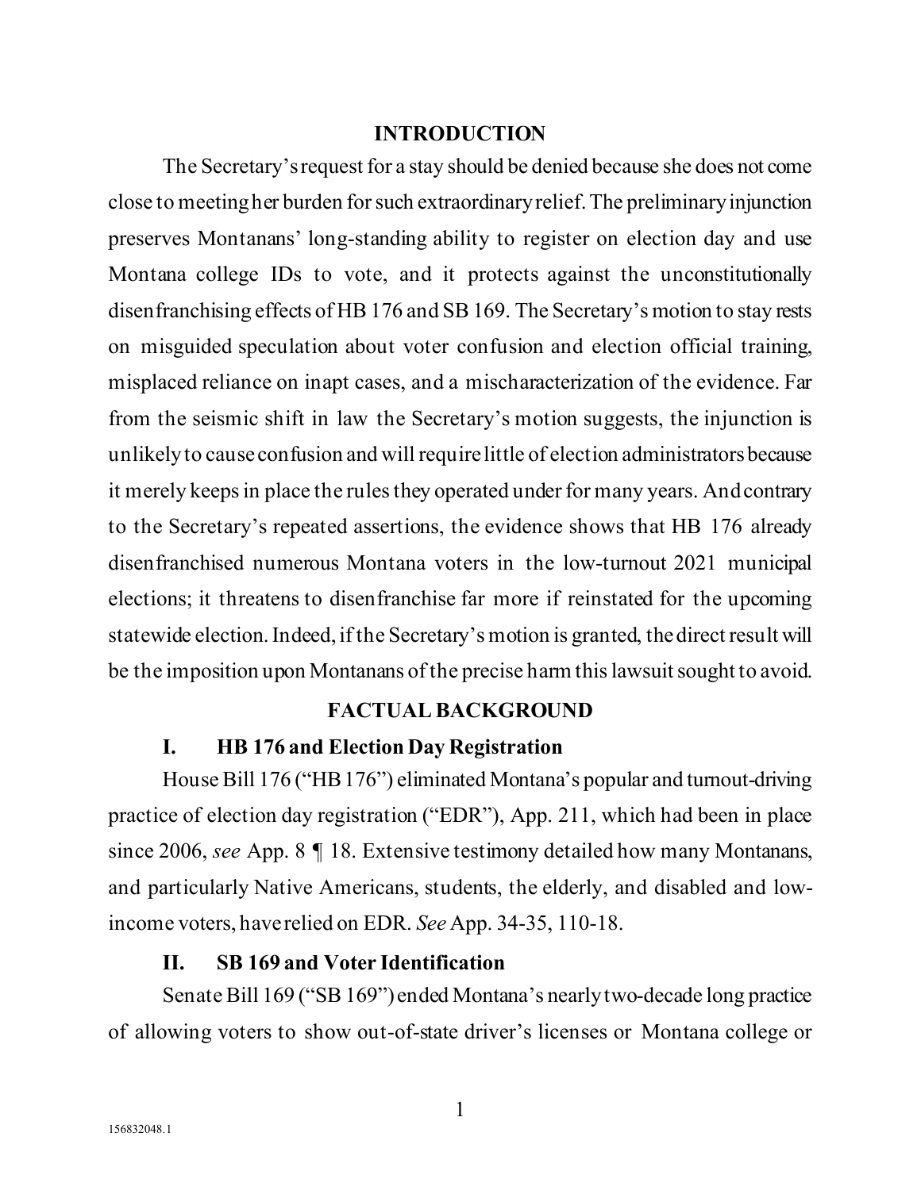## INTRODUCTION

The Secretary's request for a stay should be denied because she does not come close to meeting her burden for such extraordinary relief. The preliminary injunction preserves Montanans' long-standing ability to register on election day and use Montana college IDs to vote, and it protects against the unconstitutionally disenfranchising effects of HB 176 and SB 169. The Secretary's motion to stay rests on misguided speculation about voter confusion and election official training, misplaced reliance on inapt cases, and a mischaracterization of the evidence. Far from the seismic shift in law the Secretary's motion suggests, the injunction is unlikely to cause confusion and will require little of election administrators because it merely keeps in place the rules they operated under for many years. And contrary to the Secretary's repeated assertions, the evidence shows that HB 176 already disenfranchised numerous Montana voters in the low-turnout 2021 municipal elections; it threatens to disenfranchise far more if reinstated for the upcoming statewide election. Indeed, if the Secretary's motion is granted, the direct result will be the imposition upon Montanans of the precise harm this lawsuit sought to avoid.

## FACTUAL BACKGROUND

### I. HB 176 and Election Day Registration

House Bill 176 ("HB 176") eliminated Montana's popular and turnout-driving practice of election day registration ("EDR"), App. 211, which had been in place since 2006, *see* App. 8 ¶ 18. Extensive testimony detailed how many Montanans, and particularly Native Americans, students, the elderly, and disabled and low-income voters, have relied on EDR. *See* App. 34-35, 110-18.

### II. SB 169 and Voter Identification

Senate Bill 169 ("SB 169") ended Montana's nearly two-decade long practice of allowing voters to show out-of-state driver's licenses or Montana college or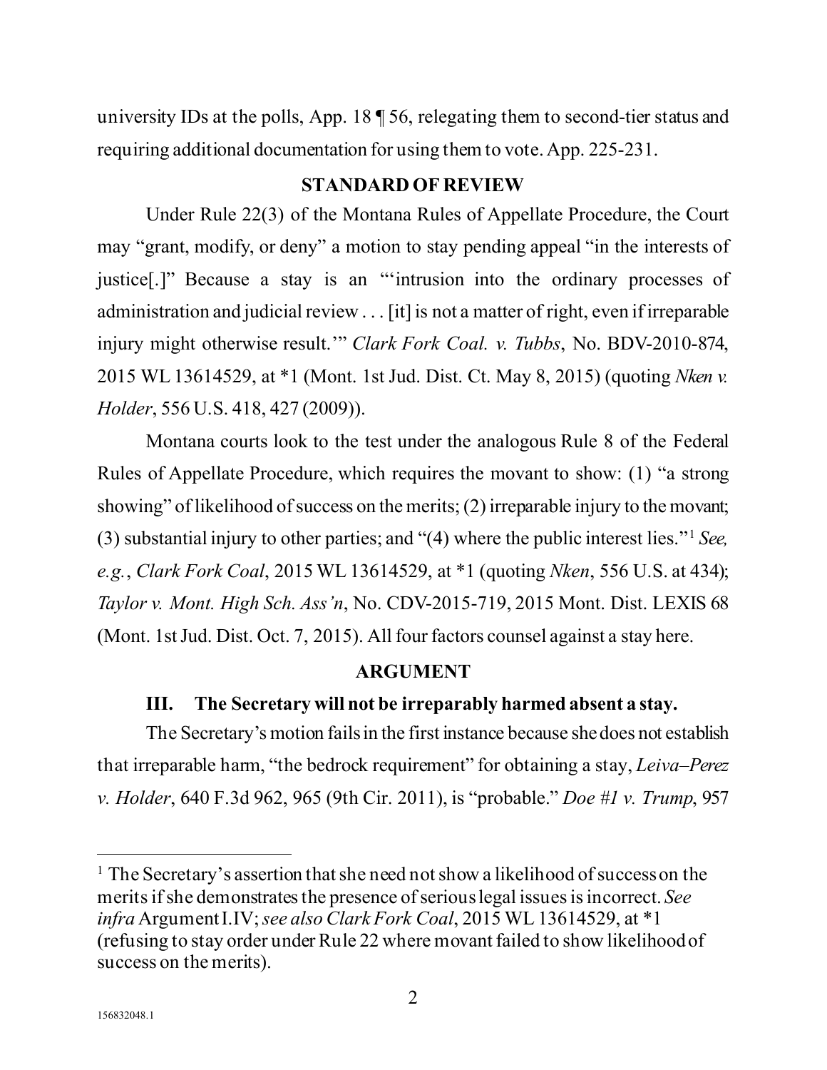university IDs at the polls, App. 18 ¶ 56, relegating them to second-tier status and requiring additional documentation for using them to vote. App. 225-231.

## STANDARD OF REVIEW

Under Rule 22(3) of the Montana Rules of Appellate Procedure, the Court may "grant, modify, or deny" a motion to stay pending appeal "in the interests of justice[.]" Because a stay is an "'intrusion into the ordinary processes of administration and judicial review . . . [it] is not a matter of right, even if irreparable injury might otherwise result.'" *Clark Fork Coal. v. Tubbs*, No. BDV-2010-874, 2015 WL 13614529, at *1 (Mont. 1st Jud. Dist. Ct. May 8, 2015) (quoting *Nken v. Holder*, 556 U.S. 418, 427 (2009)).

Montana courts look to the test under the analogous Rule 8 of the Federal Rules of Appellate Procedure, which requires the movant to show: (1) "a strong showing" of likelihood of success on the merits; (2) irreparable injury to the movant; (3) substantial injury to other parties; and "(4) where the public interest lies."[1] *See, e.g.*, *Clark Fork Coal*, 2015 WL 13614529, at *1 (quoting *Nken*, 556 U.S. at 434); *Taylor v. Mont. High Sch. Ass'n*, No. CDV-2015-719, 2015 Mont. Dist. LEXIS 68 (Mont. 1st Jud. Dist. Oct. 7, 2015). All four factors counsel against a stay here.

## ARGUMENT

### III. The Secretary will not be irreparably harmed absent a stay.

The Secretary's motion fails in the first instance because she does not establish that irreparable harm, "the bedrock requirement" for obtaining a stay, *Leiva–Perez v. Holder*, 640 F.3d 962, 965 (9th Cir. 2011), is "probable." *Doe #1 v. Trump*, 957

---

[1] The Secretary's assertion that she need not show a likelihood of success on the merits if she demonstrates the presence of serious legal issues is incorrect. *See infra* Argument I.IV; *see also Clark Fork Coal*, 2015 WL 13614529, at *1 (refusing to stay order under Rule 22 where movant failed to show likelihood of success on the merits).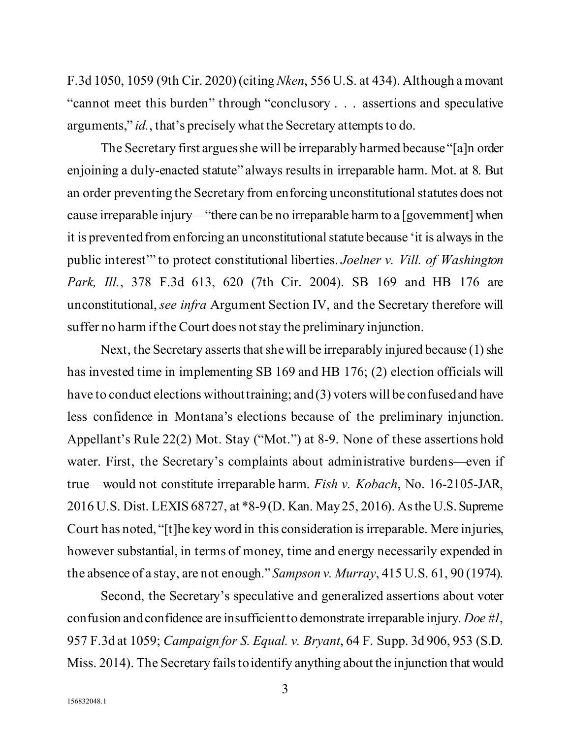F.3d 1050, 1059 (9th Cir. 2020) (citing *Nken*, 556 U.S. at 434). Although a movant "cannot meet this burden" through "conclusory . . . assertions and speculative arguments," *id.*, that's precisely what the Secretary attempts to do.

The Secretary first argues she will be irreparably harmed because "[a]n order enjoining a duly-enacted statute" always results in irreparable harm. Mot. at 8. But an order preventing the Secretary from enforcing unconstitutional statutes does not cause irreparable injury—"there can be no irreparable harm to a [government] when it is prevented from enforcing an unconstitutional statute because 'it is always in the public interest'" to protect constitutional liberties. *Joelner v. Vill. of Washington Park, Ill.*, 378 F.3d 613, 620 (7th Cir. 2004). SB 169 and HB 176 are unconstitutional, *see infra* Argument Section IV, and the Secretary therefore will suffer no harm if the Court does not stay the preliminary injunction.

Next, the Secretary asserts that she will be irreparably injured because (1) she has invested time in implementing SB 169 and HB 176; (2) election officials will have to conduct elections without training; and (3) voters will be confused and have less confidence in Montana's elections because of the preliminary injunction. Appellant's Rule 22(2) Mot. Stay ("Mot.") at 8-9. None of these assertions hold water. First, the Secretary's complaints about administrative burdens—even if true—would not constitute irreparable harm. *Fish v. Kobach*, No. 16-2105-JAR, 2016 U.S. Dist. LEXIS 68727, at *8-9 (D. Kan. May 25, 2016). As the U.S. Supreme Court has noted, "[t]he key word in this consideration is irreparable. Mere injuries, however substantial, in terms of money, time and energy necessarily expended in the absence of a stay, are not enough." *Sampson v. Murray*, 415 U.S. 61, 90 (1974).

Second, the Secretary's speculative and generalized assertions about voter confusion and confidence are insufficient to demonstrate irreparable injury. *Doe #1*, 957 F.3d at 1059; *Campaign for S. Equal. v. Bryant*, 64 F. Supp. 3d 906, 953 (S.D. Miss. 2014). The Secretary fails to identify anything about the injunction that would

156832048.1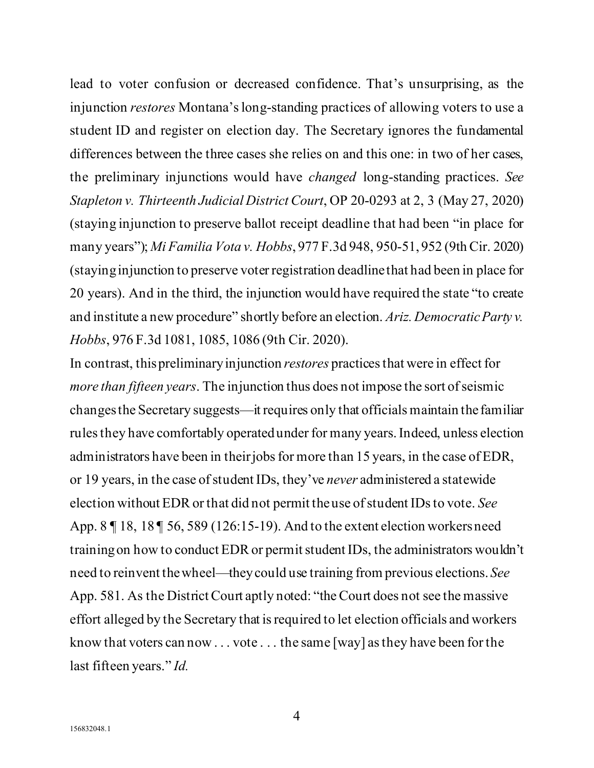lead to voter confusion or decreased confidence. That's unsurprising, as the injunction *restores* Montana's long-standing practices of allowing voters to use a student ID and register on election day. The Secretary ignores the fundamental differences between the three cases she relies on and this one: in two of her cases, the preliminary injunctions would have *changed* long-standing practices. *See Stapleton v. Thirteenth Judicial District Court*, OP 20-0293 at 2, 3 (May 27, 2020) (staying injunction to preserve ballot receipt deadline that had been "in place for many years"); *Mi Familia Vota v. Hobbs*, 977 F.3d 948, 950-51, 952 (9th Cir. 2020) (staying injunction to preserve voter registration deadline that had been in place for 20 years). And in the third, the injunction would have required the state "to create and institute a new procedure" shortly before an election. *Ariz. Democratic Party v. Hobbs*, 976 F.3d 1081, 1085, 1086 (9th Cir. 2020).

In contrast, this preliminary injunction *restores* practices that were in effect for *more than fifteen years*. The injunction thus does not impose the sort of seismic changes the Secretary suggests—it requires only that officials maintain the familiar rules they have comfortably operated under for many years. Indeed, unless election administrators have been in their jobs for more than 15 years, in the case of EDR, or 19 years, in the case of student IDs, they've *never* administered a statewide election without EDR or that did not permit the use of student IDs to vote. *See* App. 8 ¶ 18, 18 ¶ 56, 589 (126:15-19). And to the extent election workers need training on how to conduct EDR or permit student IDs, the administrators wouldn't need to reinvent the wheel—they could use training from previous elections. *See* App. 581. As the District Court aptly noted: "the Court does not see the massive effort alleged by the Secretary that is required to let election officials and workers know that voters can now . . . vote . . . the same [way] as they have been for the last fifteen years." *Id.*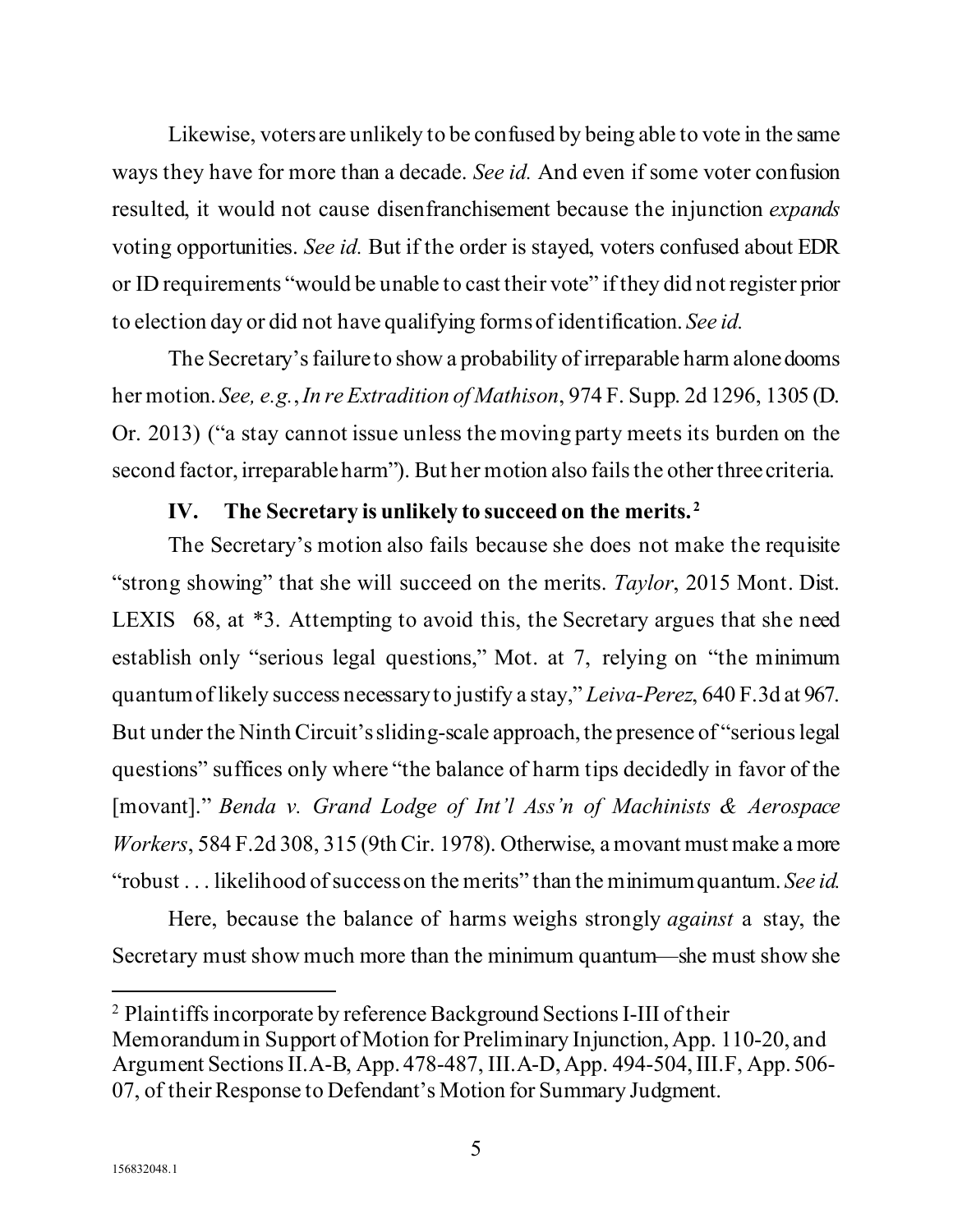Likewise, voters are unlikely to be confused by being able to vote in the same ways they have for more than a decade. *See id.* And even if some voter confusion resulted, it would not cause disenfranchisement because the injunction *expands* voting opportunities. *See id.* But if the order is stayed, voters confused about EDR or ID requirements "would be unable to cast their vote" if they did not register prior to election day or did not have qualifying forms of identification. *See id.*

The Secretary's failure to show a probability of irreparable harm alone dooms her motion. *See, e.g.*, *In re Extradition of Mathison*, 974 F. Supp. 2d 1296, 1305 (D. Or. 2013) ("a stay cannot issue unless the moving party meets its burden on the second factor, irreparable harm"). But her motion also fails the other three criteria.

### IV. The Secretary is unlikely to succeed on the merits.[2]

The Secretary's motion also fails because she does not make the requisite "strong showing" that she will succeed on the merits. *Taylor*, 2015 Mont. Dist. LEXIS 68, at *3. Attempting to avoid this, the Secretary argues that she need establish only "serious legal questions," Mot. at 7, relying on "the minimum quantum of likely success necessary to justify a stay," *Leiva-Perez*, 640 F.3d at 967. But under the Ninth Circuit's sliding-scale approach, the presence of "serious legal questions" suffices only where "the balance of harm tips decidedly in favor of the [movant]." *Benda v. Grand Lodge of Int'l Ass'n of Machinists & Aerospace Workers*, 584 F.2d 308, 315 (9th Cir. 1978). Otherwise, a movant must make a more "robust . . . likelihood of success on the merits" than the minimum quantum. *See id.*

Here, because the balance of harms weighs strongly *against* a stay, the Secretary must show much more than the minimum quantum—she must show she

---

[2] Plaintiffs incorporate by reference Background Sections I-III of their Memorandum in Support of Motion for Preliminary Injunction, App. 110-20, and Argument Sections II.A-B, App. 478-487, III.A-D, App. 494-504, III.F, App. 506-07, of their Response to Defendant's Motion for Summary Judgment.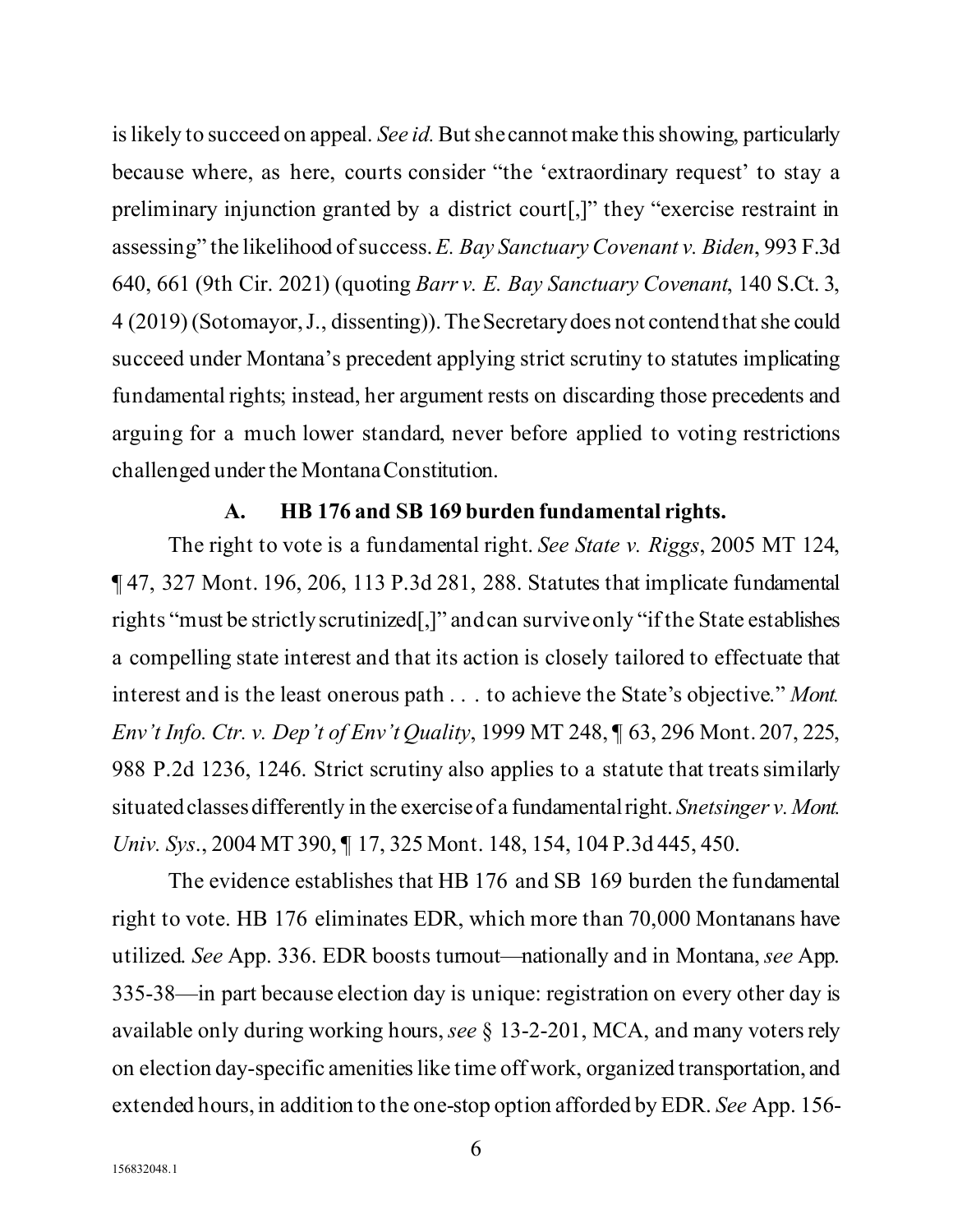is likely to succeed on appeal. *See id.* But she cannot make this showing, particularly because where, as here, courts consider "the 'extraordinary request' to stay a preliminary injunction granted by a district court[,]" they "exercise restraint in assessing" the likelihood of success. *E. Bay Sanctuary Covenant v. Biden*, 993 F.3d 640, 661 (9th Cir. 2021) (quoting *Barr v. E. Bay Sanctuary Covenant*, 140 S.Ct. 3, 4 (2019) (Sotomayor, J., dissenting)). The Secretary does not contend that she could succeed under Montana's precedent applying strict scrutiny to statutes implicating fundamental rights; instead, her argument rests on discarding those precedents and arguing for a much lower standard, never before applied to voting restrictions challenged under the Montana Constitution.

### A. HB 176 and SB 169 burden fundamental rights.

The right to vote is a fundamental right. *See State v. Riggs*, 2005 MT 124, ¶ 47, 327 Mont. 196, 206, 113 P.3d 281, 288. Statutes that implicate fundamental rights "must be strictly scrutinized[,]" and can survive only "if the State establishes a compelling state interest and that its action is closely tailored to effectuate that interest and is the least onerous path . . . to achieve the State's objective." *Mont. Env't Info. Ctr. v. Dep't of Env't Quality*, 1999 MT 248, ¶ 63, 296 Mont. 207, 225, 988 P.2d 1236, 1246. Strict scrutiny also applies to a statute that treats similarly situated classes differently in the exercise of a fundamental right. *Snetsinger v. Mont. Univ. Sys.*, 2004 MT 390, ¶ 17, 325 Mont. 148, 154, 104 P.3d 445, 450.

The evidence establishes that HB 176 and SB 169 burden the fundamental right to vote. HB 176 eliminates EDR, which more than 70,000 Montanans have utilized. *See* App. 336. EDR boosts turnout—nationally and in Montana, *see* App. 335-38—in part because election day is unique: registration on every other day is available only during working hours, *see* § 13-2-201, MCA, and many voters rely on election day-specific amenities like time off work, organized transportation, and extended hours, in addition to the one-stop option afforded by EDR. *See* App. 156-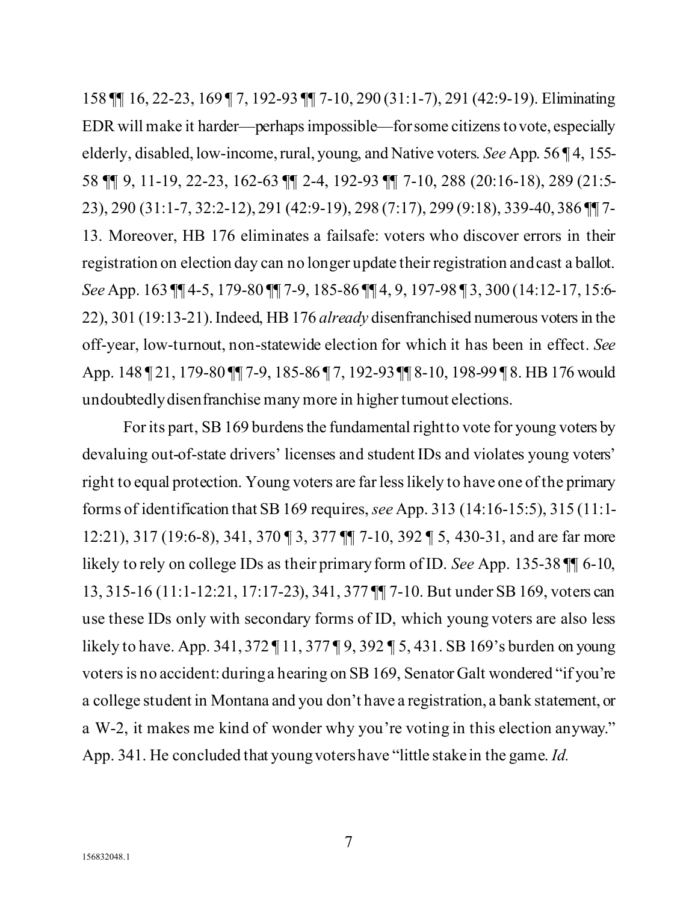158 ¶¶ 16, 22-23, 169 ¶ 7, 192-93 ¶¶ 7-10, 290 (31:1-7), 291 (42:9-19). Eliminating EDR will make it harder—perhaps impossible—for some citizens to vote, especially elderly, disabled, low-income, rural, young, and Native voters. *See* App. 56 ¶ 4, 155-58 ¶¶ 9, 11-19, 22-23, 162-63 ¶¶ 2-4, 192-93 ¶¶ 7-10, 288 (20:16-18), 289 (21:5-23), 290 (31:1-7, 32:2-12), 291 (42:9-19), 298 (7:17), 299 (9:18), 339-40, 386 ¶¶ 7-13. Moreover, HB 176 eliminates a failsafe: voters who discover errors in their registration on election day can no longer update their registration and cast a ballot. *See* App. 163 ¶¶ 4-5, 179-80 ¶¶ 7-9, 185-86 ¶¶ 4, 9, 197-98 ¶ 3, 300 (14:12-17, 15:6-22), 301 (19:13-21). Indeed, HB 176 *already* disenfranchised numerous voters in the off-year, low-turnout, non-statewide election for which it has been in effect. *See* App. 148 ¶ 21, 179-80 ¶¶ 7-9, 185-86 ¶ 7, 192-93 ¶¶ 8-10, 198-99 ¶ 8. HB 176 would undoubtedly disenfranchise many more in higher turnout elections.

For its part, SB 169 burdens the fundamental right to vote for young voters by devaluing out-of-state drivers' licenses and student IDs and violates young voters' right to equal protection. Young voters are far less likely to have one of the primary forms of identification that SB 169 requires, *see* App. 313 (14:16-15:5), 315 (11:1-12:21), 317 (19:6-8), 341, 370 ¶ 3, 377 ¶¶ 7-10, 392 ¶ 5, 430-31, and are far more likely to rely on college IDs as their primary form of ID. *See* App. 135-38 ¶¶ 6-10, 13, 315-16 (11:1-12:21, 17:17-23), 341, 377 ¶¶ 7-10. But under SB 169, voters can use these IDs only with secondary forms of ID, which young voters are also less likely to have. App. 341, 372 ¶ 11, 377 ¶ 9, 392 ¶ 5, 431. SB 169's burden on young voters is no accident: during a hearing on SB 169, Senator Galt wondered "if you're a college student in Montana and you don't have a registration, a bank statement, or a W-2, it makes me kind of wonder why you're voting in this election anyway." App. 341. He concluded that young voters have "little stake in the game. *Id.*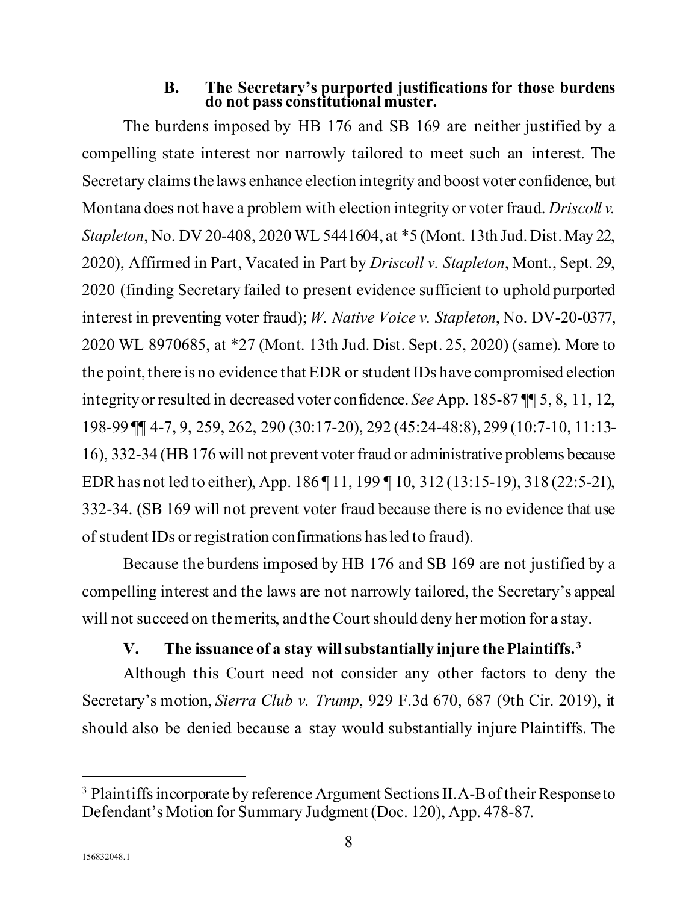### B. The Secretary's purported justifications for those burdens do not pass constitutional muster.

The burdens imposed by HB 176 and SB 169 are neither justified by a compelling state interest nor narrowly tailored to meet such an interest. The Secretary claims the laws enhance election integrity and boost voter confidence, but Montana does not have a problem with election integrity or voter fraud. *Driscoll v. Stapleton*, No. DV 20-408, 2020 WL 5441604, at *5 (Mont. 13th Jud. Dist. May 22, 2020), Affirmed in Part, Vacated in Part by *Driscoll v. Stapleton*, Mont., Sept. 29, 2020 (finding Secretary failed to present evidence sufficient to uphold purported interest in preventing voter fraud); *W. Native Voice v. Stapleton*, No. DV-20-0377, 2020 WL 8970685, at *27 (Mont. 13th Jud. Dist. Sept. 25, 2020) (same). More to the point, there is no evidence that EDR or student IDs have compromised election integrity or resulted in decreased voter confidence. *See* App. 185-87 ¶¶ 5, 8, 11, 12, 198-99 ¶¶ 4-7, 9, 259, 262, 290 (30:17-20), 292 (45:24-48:8), 299 (10:7-10, 11:13-16), 332-34 (HB 176 will not prevent voter fraud or administrative problems because EDR has not led to either), App. 186 ¶ 11, 199 ¶ 10, 312 (13:15-19), 318 (22:5-21), 332-34. (SB 169 will not prevent voter fraud because there is no evidence that use of student IDs or registration confirmations has led to fraud).

Because the burdens imposed by HB 176 and SB 169 are not justified by a compelling interest and the laws are not narrowly tailored, the Secretary's appeal will not succeed on the merits, and the Court should deny her motion for a stay.

## V. The issuance of a stay will substantially injure the Plaintiffs.[3]

Although this Court need not consider any other factors to deny the Secretary's motion, *Sierra Club v. Trump*, 929 F.3d 670, 687 (9th Cir. 2019), it should also be denied because a stay would substantially injure Plaintiffs. The

[3] Plaintiffs incorporate by reference Argument Sections II.A-B of their Response to Defendant's Motion for Summary Judgment (Doc. 120), App. 478-87.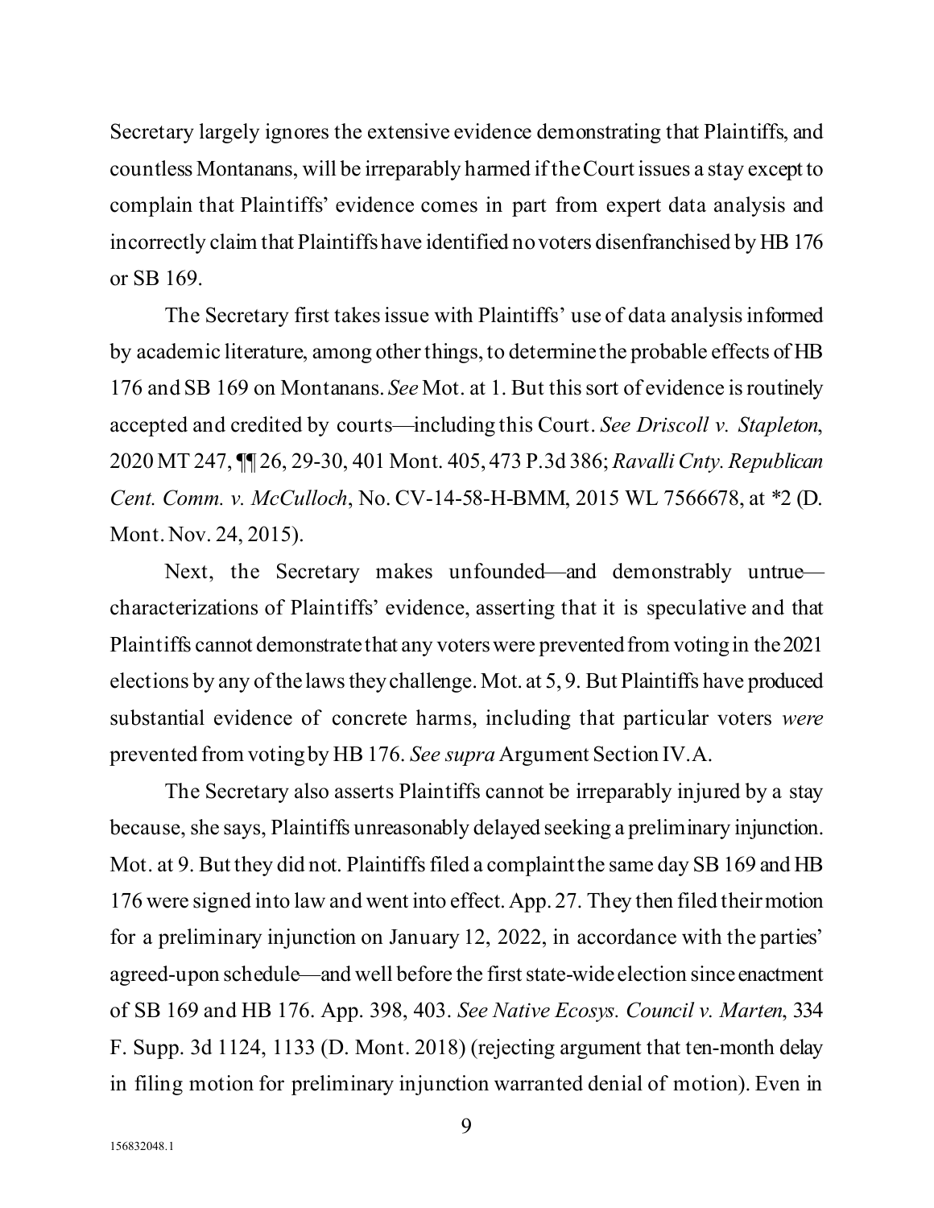Secretary largely ignores the extensive evidence demonstrating that Plaintiffs, and countless Montanans, will be irreparably harmed if the Court issues a stay except to complain that Plaintiffs' evidence comes in part from expert data analysis and incorrectly claim that Plaintiffs have identified no voters disenfranchised by HB 176 or SB 169.

The Secretary first takes issue with Plaintiffs' use of data analysis informed by academic literature, among other things, to determine the probable effects of HB 176 and SB 169 on Montanans. *See* Mot. at 1. But this sort of evidence is routinely accepted and credited by courts—including this Court. *See Driscoll v. Stapleton*, 2020 MT 247, ¶¶ 26, 29-30, 401 Mont. 405, 473 P.3d 386; *Ravalli Cnty. Republican Cent. Comm. v. McCulloch*, No. CV-14-58-H-BMM, 2015 WL 7566678, at *2 (D. Mont. Nov. 24, 2015).

Next, the Secretary makes unfounded—and demonstrably untrue—characterizations of Plaintiffs' evidence, asserting that it is speculative and that Plaintiffs cannot demonstrate that any voters were prevented from voting in the 2021 elections by any of the laws they challenge. Mot. at 5, 9. But Plaintiffs have produced substantial evidence of concrete harms, including that particular voters *were* prevented from voting by HB 176. *See supra* Argument Section IV.A.

The Secretary also asserts Plaintiffs cannot be irreparably injured by a stay because, she says, Plaintiffs unreasonably delayed seeking a preliminary injunction. Mot. at 9. But they did not. Plaintiffs filed a complaint the same day SB 169 and HB 176 were signed into law and went into effect. App. 27. They then filed their motion for a preliminary injunction on January 12, 2022, in accordance with the parties' agreed-upon schedule—and well before the first state-wide election since enactment of SB 169 and HB 176. App. 398, 403. *See Native Ecosys. Council v. Marten*, 334 F. Supp. 3d 1124, 1133 (D. Mont. 2018) (rejecting argument that ten-month delay in filing motion for preliminary injunction warranted denial of motion). Even in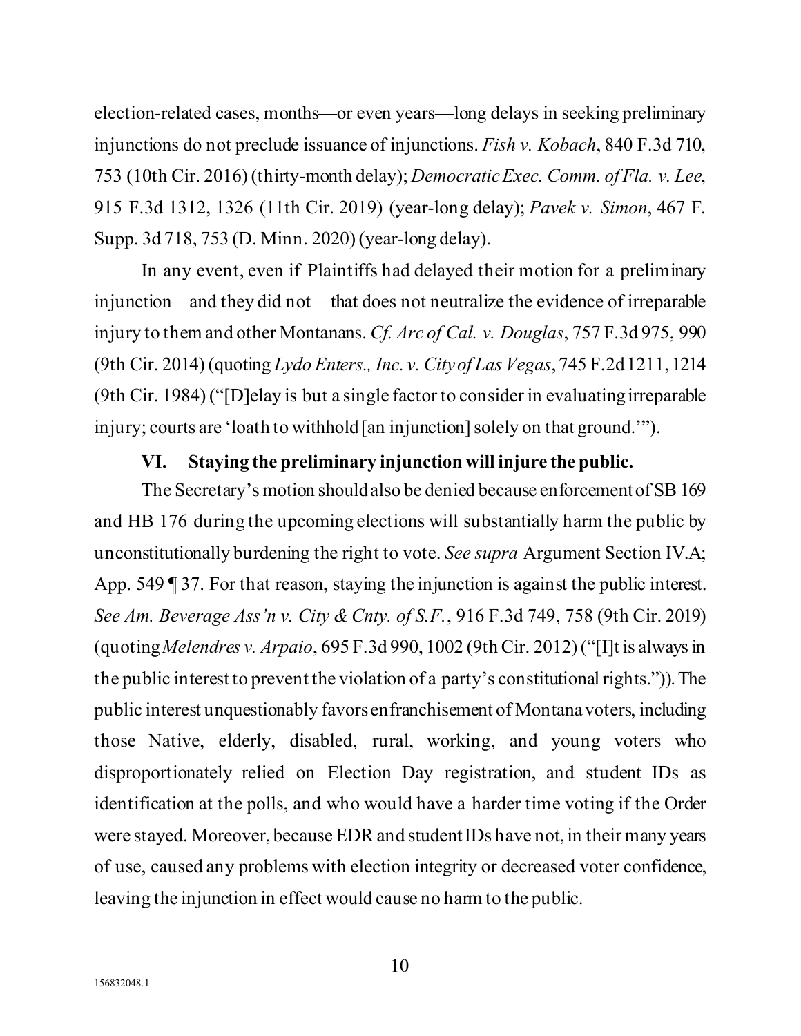election-related cases, months—or even years—long delays in seeking preliminary injunctions do not preclude issuance of injunctions. *Fish v. Kobach*, 840 F.3d 710, 753 (10th Cir. 2016) (thirty-month delay); *Democratic Exec. Comm. of Fla. v. Lee*, 915 F.3d 1312, 1326 (11th Cir. 2019) (year-long delay); *Pavek v. Simon*, 467 F. Supp. 3d 718, 753 (D. Minn. 2020) (year-long delay).

In any event, even if Plaintiffs had delayed their motion for a preliminary injunction—and they did not—that does not neutralize the evidence of irreparable injury to them and other Montanans. *Cf. Arc of Cal. v. Douglas*, 757 F.3d 975, 990 (9th Cir. 2014) (quoting *Lydo Enters., Inc. v. City of Las Vegas*, 745 F.2d 1211, 1214 (9th Cir. 1984) ("[D]elay is but a single factor to consider in evaluating irreparable injury; courts are 'loath to withhold [an injunction] solely on that ground.'").

### VI. Staying the preliminary injunction will injure the public.

The Secretary's motion should also be denied because enforcement of SB 169 and HB 176 during the upcoming elections will substantially harm the public by unconstitutionally burdening the right to vote. *See supra* Argument Section IV.A; App. 549 ¶ 37. For that reason, staying the injunction is against the public interest. *See Am. Beverage Ass'n v. City & Cnty. of S.F.*, 916 F.3d 749, 758 (9th Cir. 2019) (quoting *Melendres v. Arpaio*, 695 F.3d 990, 1002 (9th Cir. 2012) ("[I]t is always in the public interest to prevent the violation of a party's constitutional rights.")). The public interest unquestionably favors enfranchisement of Montana voters, including those Native, elderly, disabled, rural, working, and young voters who disproportionately relied on Election Day registration, and student IDs as identification at the polls, and who would have a harder time voting if the Order were stayed. Moreover, because EDR and student IDs have not, in their many years of use, caused any problems with election integrity or decreased voter confidence, leaving the injunction in effect would cause no harm to the public.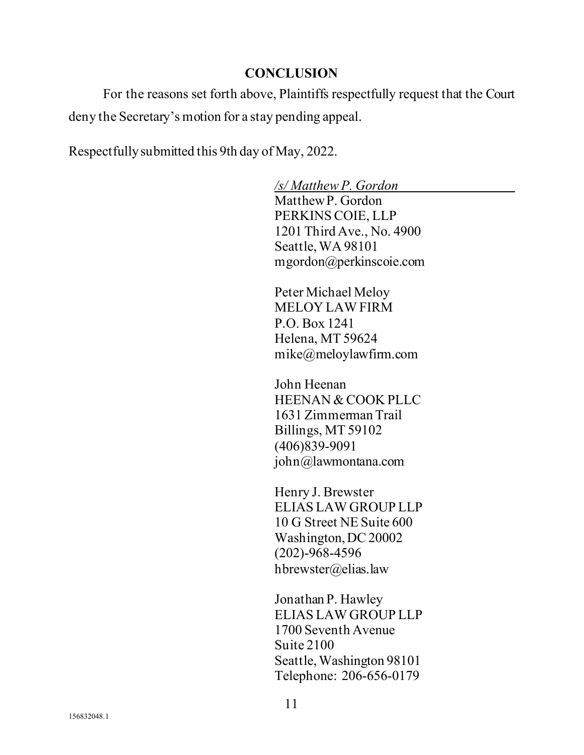## CONCLUSION

For the reasons set forth above, Plaintiffs respectfully request that the Court deny the Secretary's motion for a stay pending appeal.

Respectfully submitted this 9th day of May, 2022.

*/s/ Matthew P. Gordon*
Matthew P. Gordon
PERKINS COIE, LLP
1201 Third Ave., No. 4900
Seattle, WA 98101
mgordon@perkinscoie.com

Peter Michael Meloy
MELOY LAW FIRM
P.O. Box 1241
Helena, MT 59624
mike@meloylawfirm.com

John Heenan
HEENAN & COOK PLLC
1631 Zimmerman Trail
Billings, MT 59102
(406)839-9091
john@lawmontana.com

Henry J. Brewster
ELIAS LAW GROUP LLP
10 G Street NE Suite 600
Washington, DC 20002
(202)-968-4596
hbrewster@elias.law

Jonathan P. Hawley
ELIAS LAW GROUP LLP
1700 Seventh Avenue
Suite 2100
Seattle, Washington 98101
Telephone: 206-656-0179

156832048.1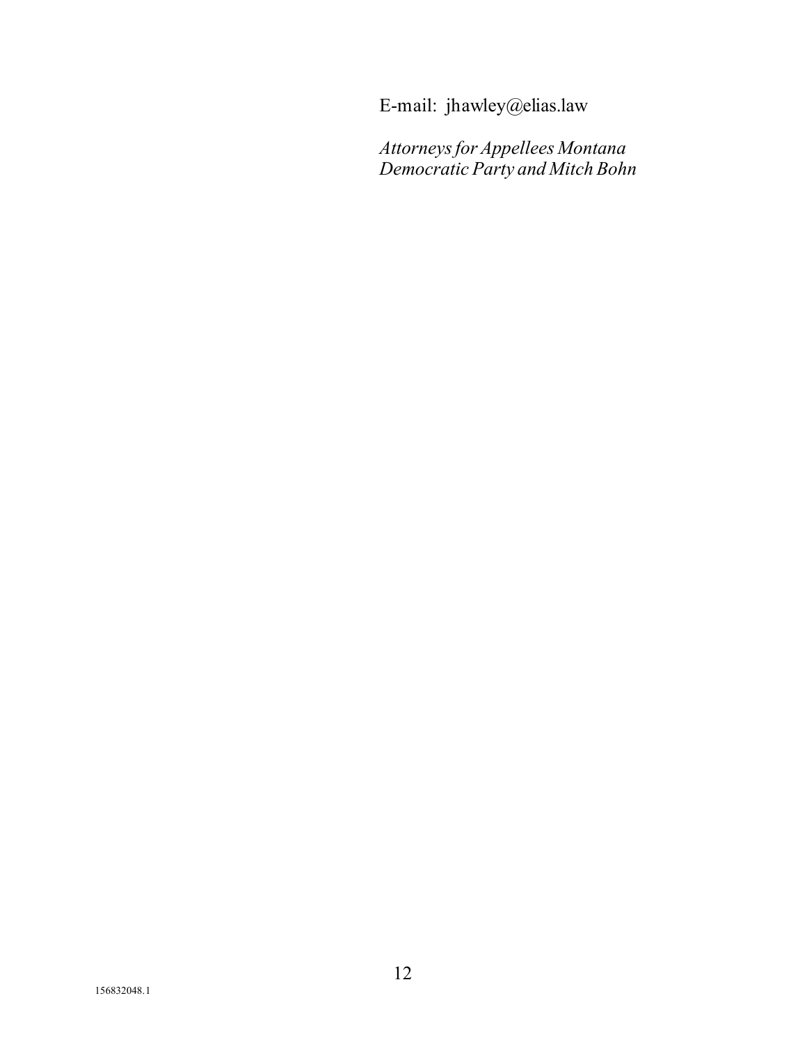E-mail: jhawley@elias.law

*Attorneys for Appellees Montana Democratic Party and Mitch Bohn*

156832048.1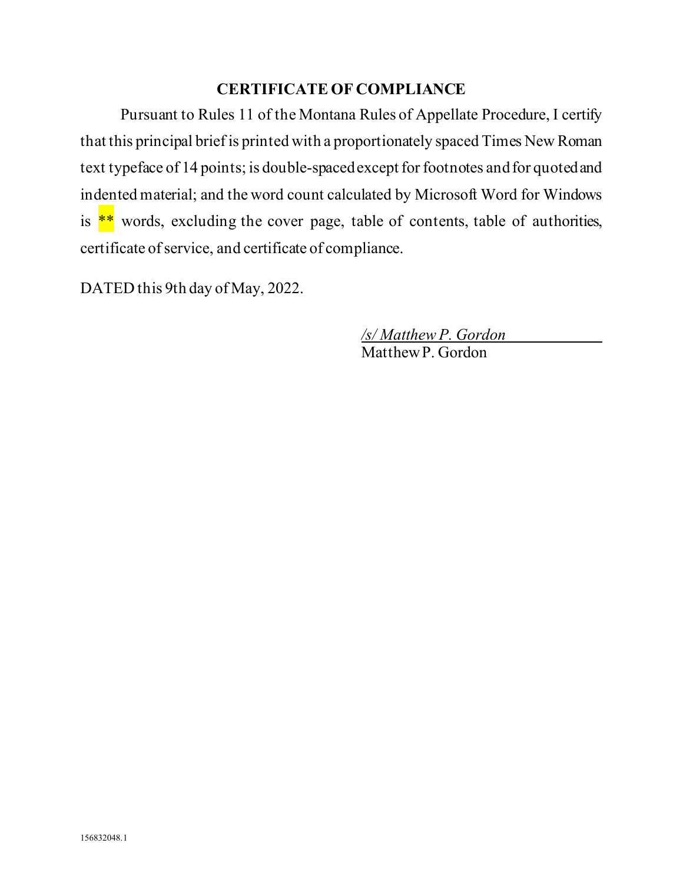## CERTIFICATE OF COMPLIANCE

Pursuant to Rules 11 of the Montana Rules of Appellate Procedure, I certify that this principal brief is printed with a proportionately spaced Times New Roman text typeface of 14 points; is double-spaced except for footnotes and for quoted and indented material; and the word count calculated by Microsoft Word for Windows is ** words, excluding the cover page, table of contents, table of authorities, certificate of service, and certificate of compliance.

DATED this 9th day of May, 2022.

*/s/ Matthew P. Gordon*
Matthew P. Gordon

156832048.1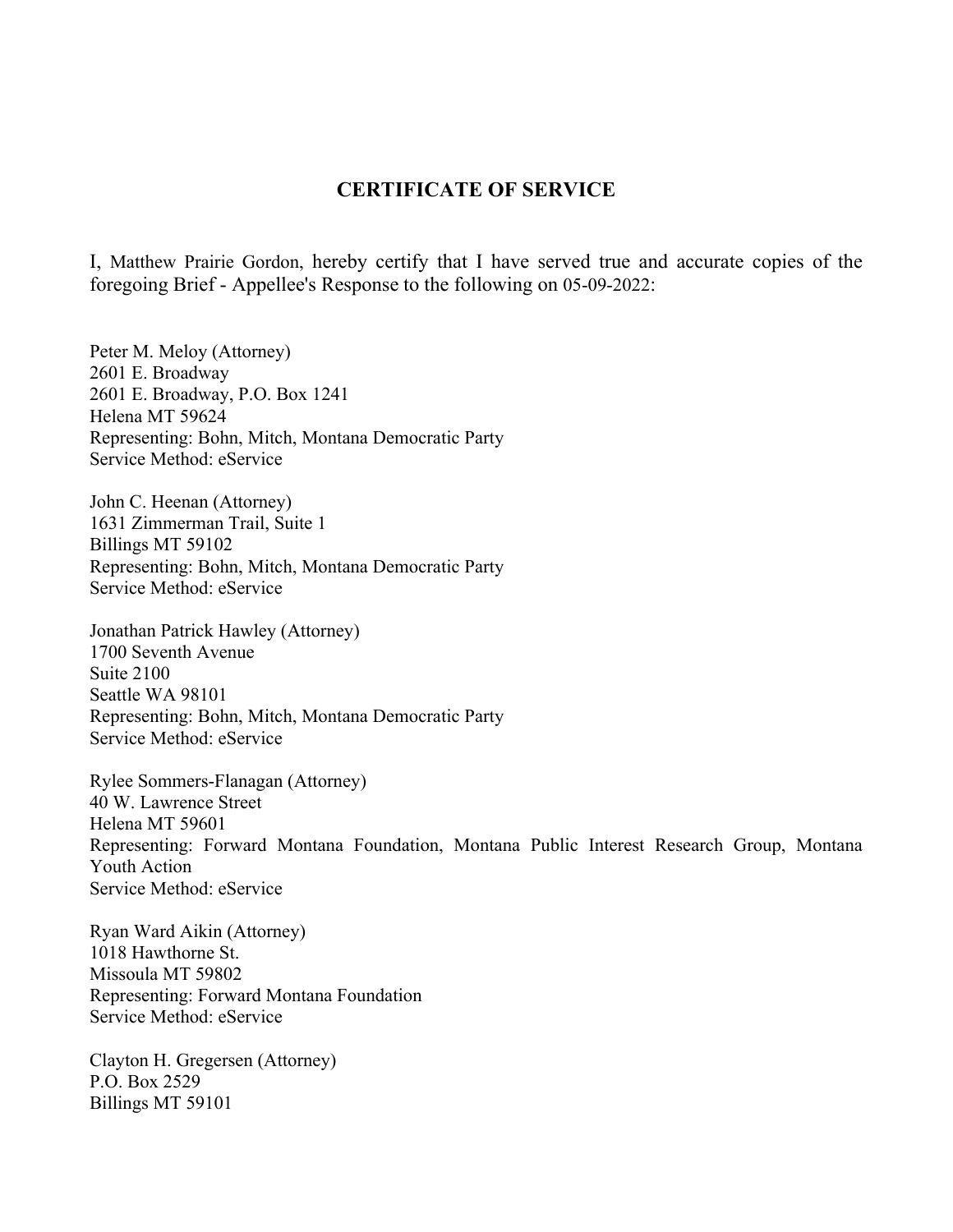## CERTIFICATE OF SERVICE

I, Matthew Prairie Gordon, hereby certify that I have served true and accurate copies of the foregoing Brief - Appellee's Response to the following on 05-09-2022:

Peter M. Meloy (Attorney)
2601 E. Broadway
2601 E. Broadway, P.O. Box 1241
Helena MT 59624
Representing: Bohn, Mitch, Montana Democratic Party
Service Method: eService

John C. Heenan (Attorney)
1631 Zimmerman Trail, Suite 1
Billings MT 59102
Representing: Bohn, Mitch, Montana Democratic Party
Service Method: eService

Jonathan Patrick Hawley (Attorney)
1700 Seventh Avenue
Suite 2100
Seattle WA 98101
Representing: Bohn, Mitch, Montana Democratic Party
Service Method: eService

Rylee Sommers-Flanagan (Attorney)
40 W. Lawrence Street
Helena MT 59601
Representing: Forward Montana Foundation, Montana Public Interest Research Group, Montana Youth Action
Service Method: eService

Ryan Ward Aikin (Attorney)
1018 Hawthorne St.
Missoula MT 59802
Representing: Forward Montana Foundation
Service Method: eService

Clayton H. Gregersen (Attorney)
P.O. Box 2529
Billings MT 59101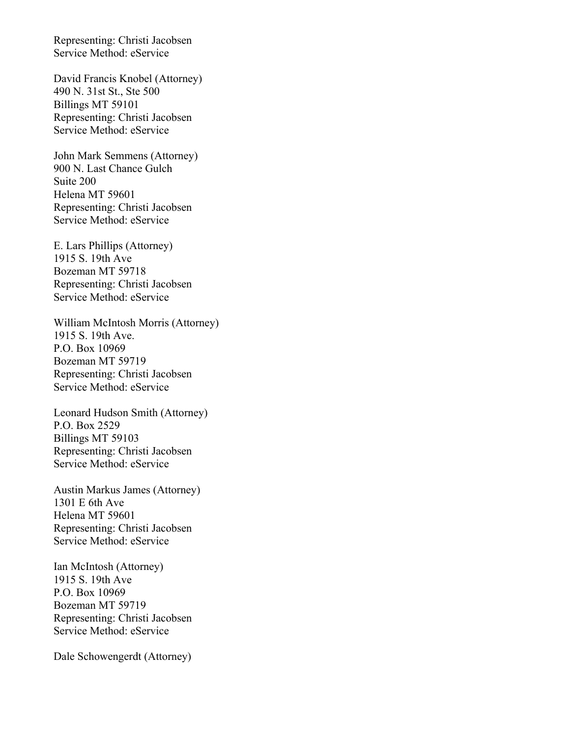Representing: Christi Jacobsen
Service Method: eService

David Francis Knobel (Attorney)
490 N. 31st St., Ste 500
Billings MT 59101
Representing: Christi Jacobsen
Service Method: eService

John Mark Semmens (Attorney)
900 N. Last Chance Gulch
Suite 200
Helena MT 59601
Representing: Christi Jacobsen
Service Method: eService

E. Lars Phillips (Attorney)
1915 S. 19th Ave
Bozeman MT 59718
Representing: Christi Jacobsen
Service Method: eService

William McIntosh Morris (Attorney)
1915 S. 19th Ave.
P.O. Box 10969
Bozeman MT 59719
Representing: Christi Jacobsen
Service Method: eService

Leonard Hudson Smith (Attorney)
P.O. Box 2529
Billings MT 59103
Representing: Christi Jacobsen
Service Method: eService

Austin Markus James (Attorney)
1301 E 6th Ave
Helena MT 59601
Representing: Christi Jacobsen
Service Method: eService

Ian McIntosh (Attorney)
1915 S. 19th Ave
P.O. Box 10969
Bozeman MT 59719
Representing: Christi Jacobsen
Service Method: eService

Dale Schowengerdt (Attorney)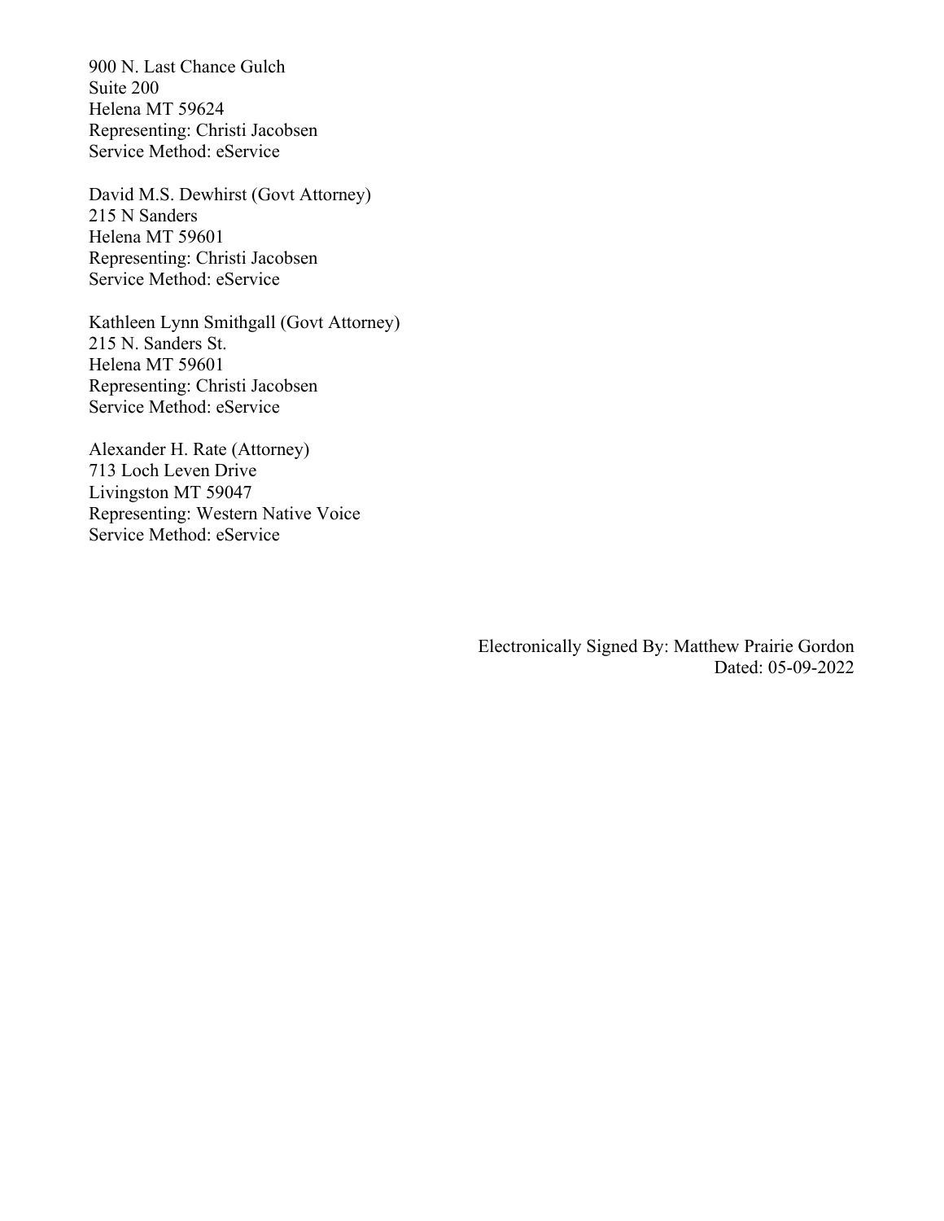900 N. Last Chance Gulch
Suite 200
Helena MT 59624
Representing: Christi Jacobsen
Service Method: eService

David M.S. Dewhirst (Govt Attorney)
215 N Sanders
Helena MT 59601
Representing: Christi Jacobsen
Service Method: eService

Kathleen Lynn Smithgall (Govt Attorney)
215 N. Sanders St.
Helena MT 59601
Representing: Christi Jacobsen
Service Method: eService

Alexander H. Rate (Attorney)
713 Loch Leven Drive
Livingston MT 59047
Representing: Western Native Voice
Service Method: eService

Electronically Signed By: Matthew Prairie Gordon
Dated: 05-09-2022